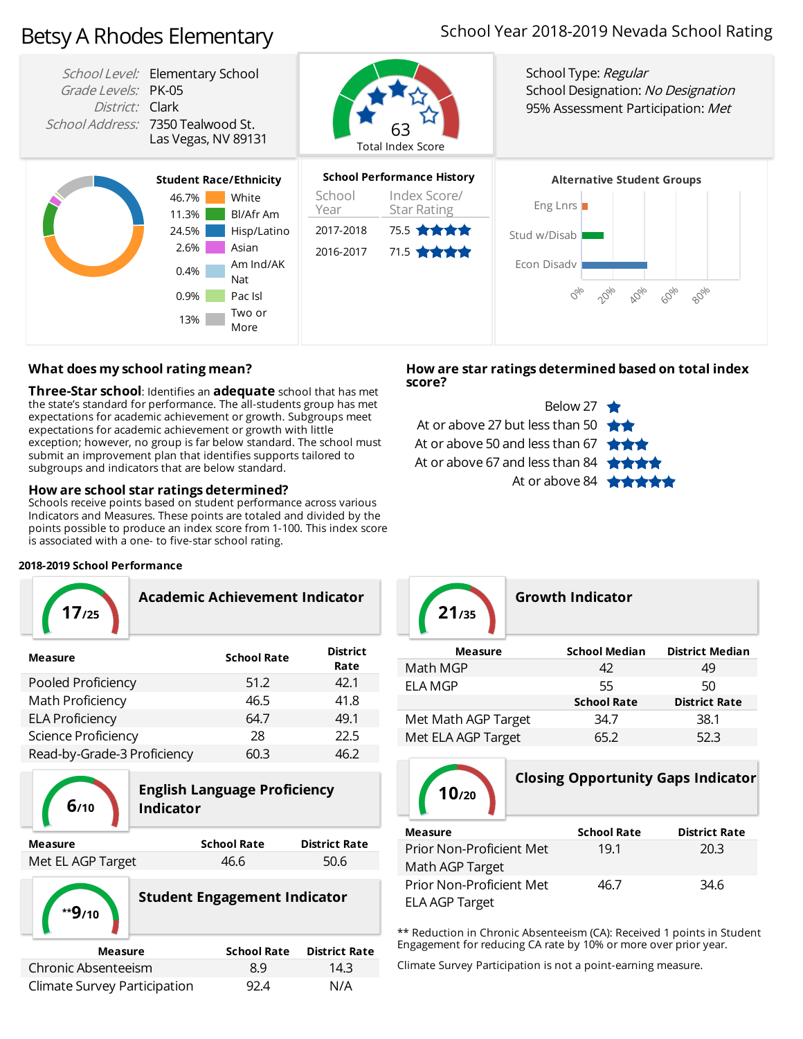# Betsy A Rhodes Elementary

School Year 2018-2019 Nevada School Rating

*School Level:* Elementary School
*Grade Levels:* PK-05
*District:* Clark
*School Address:* 7350 Tealwood St.
Las Vegas, NV 89131

63
Total Index Score

School Type: *Regular*
School Designation: *No Designation*
95% Assessment Participation: *Met*

**Student Race/Ethnicity**

| Percent | Group |
|---|---|
| 46.7% | White |
| 11.3% | Bl/Afr Am |
| 24.5% | Hisp/Latino |
| 2.6% | Asian |
| 0.4% | Am Ind/AK Nat |
| 0.9% | Pac Isl |
| 13% | Two or More |

**School Performance History**

| School Year | Index Score/ Star Rating |
|---|---|
| 2017-2018 | 75.5 ★★★★ |
| 2016-2017 | 71.5 ★★★★ |

**Alternative Student Groups**

Eng Lnrs
Stud w/Disab
Econ Disadv

0% 20% 40% 60% 80%

### What does my school rating mean?

**Three-Star school**: Identifies an **adequate** school that has met the state's standard for performance. The all-students group has met expectations for academic achievement or growth. Subgroups meet expectations for academic achievement or growth with little exception; however, no group is far below standard. The school must submit an improvement plan that identifies supports tailored to subgroups and indicators that are below standard.

### How are school star ratings determined?

Schools receive points based on student performance across various Indicators and Measures. These points are totaled and divided by the points possible to produce an index score from 1-100. This index score is associated with a one- to five-star school rating.

### How are star ratings determined based on total index score?

| Score | Rating |
|---|---|
| Below 27 | ★ |
| At or above 27 but less than 50 | ★★ |
| At or above 50 and less than 67 | ★★★ |
| At or above 67 and less than 84 | ★★★★ |
| At or above 84 | ★★★★★ |

**2018-2019 School Performance**

#### Academic Achievement Indicator — 17/25

| Measure | School Rate | District Rate |
|---|---|---|
| Pooled Proficiency | 51.2 | 42.1 |
| Math Proficiency | 46.5 | 41.8 |
| ELA Proficiency | 64.7 | 49.1 |
| Science Proficiency | 28 | 22.5 |
| Read-by-Grade-3 Proficiency | 60.3 | 46.2 |

#### English Language Proficiency Indicator — 6/10

| Measure | School Rate | District Rate |
|---|---|---|
| Met EL AGP Target | 46.6 | 50.6 |

#### Student Engagement Indicator — **9/10

| Measure | School Rate | District Rate |
|---|---|---|
| Chronic Absenteeism | 8.9 | 14.3 |
| Climate Survey Participation | 92.4 | N/A |

#### Growth Indicator — 21/35

| Measure | School Median | District Median |
|---|---|---|
| Math MGP | 42 | 49 |
| ELA MGP | 55 | 50 |
| | **School Rate** | **District Rate** |
| Met Math AGP Target | 34.7 | 38.1 |
| Met ELA AGP Target | 65.2 | 52.3 |

#### Closing Opportunity Gaps Indicator — 10/20

| Measure | School Rate | District Rate |
|---|---|---|
| Prior Non-Proficient Met Math AGP Target | 19.1 | 20.3 |
| Prior Non-Proficient Met ELA AGP Target | 46.7 | 34.6 |

** Reduction in Chronic Absenteeism (CA): Received 1 points in Student Engagement for reducing CA rate by 10% or more over prior year.

Climate Survey Participation is not a point-earning measure.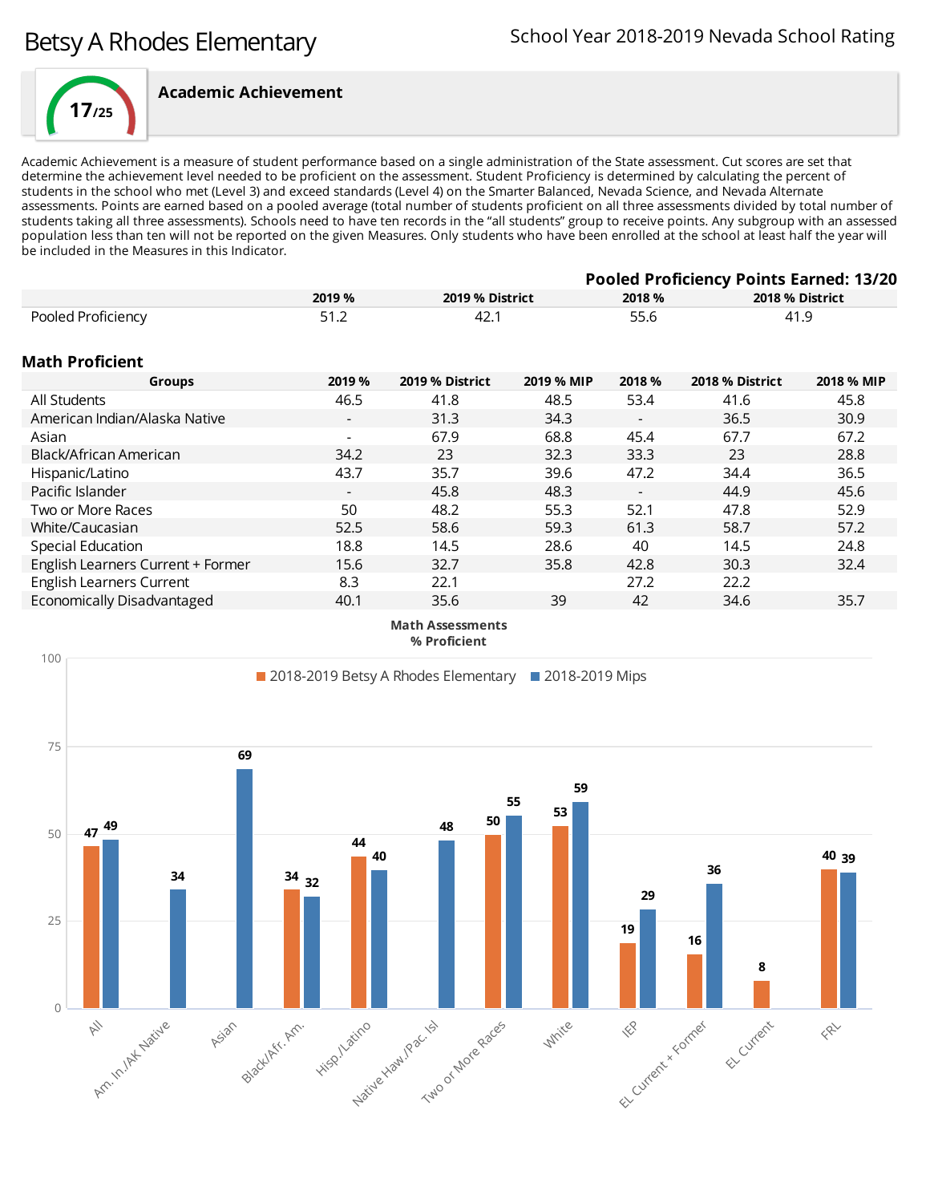# Betsy A Rhodes Elementary

School Year 2018-2019 Nevada School Rating

**17/25**

## Academic Achievement

Academic Achievement is a measure of student performance based on a single administration of the State assessment. Cut scores are set that determine the achievement level needed to be proficient on the assessment. Student Proficiency is determined by calculating the percent of students in the school who met (Level 3) and exceed standards (Level 4) on the Smarter Balanced, Nevada Science, and Nevada Alternate assessments. Points are earned based on a pooled average (total number of students proficient on all three assessments divided by total number of students taking all three assessments). Schools need to have ten records in the "all students" group to receive points. Any subgroup with an assessed population less than ten will not be reported on the given Measures. Only students who have been enrolled at the school at least half the year will be included in the Measures in this Indicator.

**Pooled Proficiency Points Earned: 13/20**

| | 2019 % | 2019 % District | 2018 % | 2018 % District |
|---|---|---|---|---|
| Pooled Proficiency | 51.2 | 42.1 | 55.6 | 41.9 |

### Math Proficient

| Groups | 2019 % | 2019 % District | 2019 % MIP | 2018 % | 2018 % District | 2018 % MIP |
|---|---|---|---|---|---|---|
| All Students | 46.5 | 41.8 | 48.5 | 53.4 | 41.6 | 45.8 |
| American Indian/Alaska Native | - | 31.3 | 34.3 | - | 36.5 | 30.9 |
| Asian | - | 67.9 | 68.8 | 45.4 | 67.7 | 67.2 |
| Black/African American | 34.2 | 23 | 32.3 | 33.3 | 23 | 28.8 |
| Hispanic/Latino | 43.7 | 35.7 | 39.6 | 47.2 | 34.4 | 36.5 |
| Pacific Islander | - | 45.8 | 48.3 | - | 44.9 | 45.6 |
| Two or More Races | 50 | 48.2 | 55.3 | 52.1 | 47.8 | 52.9 |
| White/Caucasian | 52.5 | 58.6 | 59.3 | 61.3 | 58.7 | 57.2 |
| Special Education | 18.8 | 14.5 | 28.6 | 40 | 14.5 | 24.8 |
| English Learners Current + Former | 15.6 | 32.7 | 35.8 | 42.8 | 30.3 | 32.4 |
| English Learners Current | 8.3 | 22.1 | | 27.2 | 22.2 | |
| Economically Disadvantaged | 40.1 | 35.6 | 39 | 42 | 34.6 | 35.7 |

**Math Assessments % Proficient**

| Group | 2018-2019 Betsy A Rhodes Elementary | 2018-2019 Mips |
|---|---|---|
| All | 47 | 49 |
| Am. In./AK Native | | 34 |
| Asian | | 69 |
| Black/Afr. Am. | 34 | 32 |
| Hisp./Latino | 44 | 40 |
| Native Haw./Pac. Isl | | 48 |
| Two or More Races | 50 | 55 |
| White | 53 | 59 |
| IEP | 19 | 29 |
| EL Current + Former | 16 | 36 |
| EL Current | 8 | |
| FRL | 40 | 39 |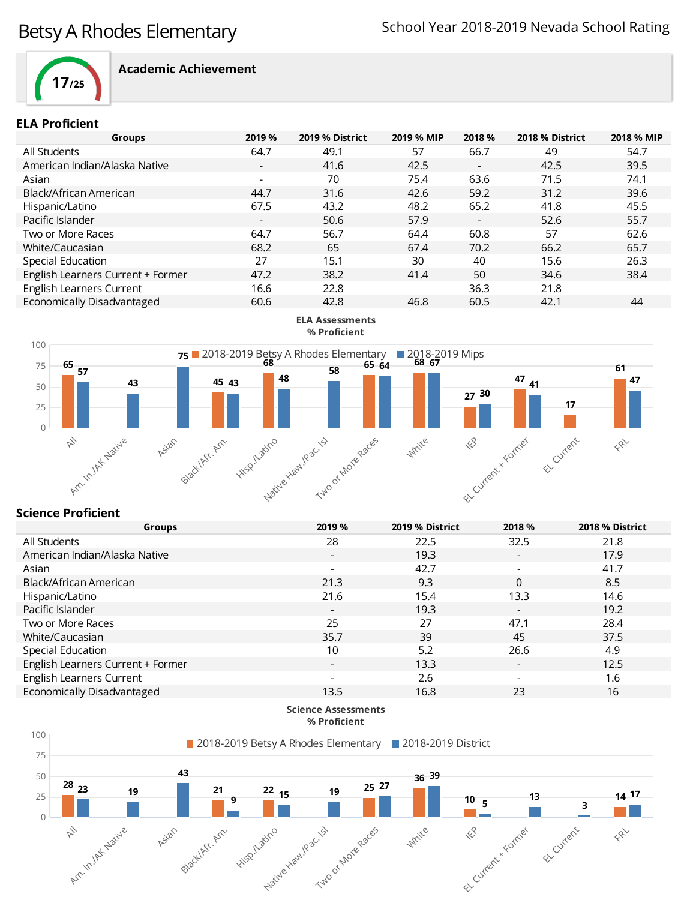# Betsy A Rhodes Elementary

School Year 2018-2019 Nevada School Rating

17/25

**Academic Achievement**

## ELA Proficient

| Groups | 2019 % | 2019 % District | 2019 % MIP | 2018 % | 2018 % District | 2018 % MIP |
|---|---|---|---|---|---|---|
| All Students | 64.7 | 49.1 | 57 | 66.7 | 49 | 54.7 |
| American Indian/Alaska Native | - | 41.6 | 42.5 | - | 42.5 | 39.5 |
| Asian | - | 70 | 75.4 | 63.6 | 71.5 | 74.1 |
| Black/African American | 44.7 | 31.6 | 42.6 | 59.2 | 31.2 | 39.6 |
| Hispanic/Latino | 67.5 | 43.2 | 48.2 | 65.2 | 41.8 | 45.5 |
| Pacific Islander | - | 50.6 | 57.9 | - | 52.6 | 55.7 |
| Two or More Races | 64.7 | 56.7 | 64.4 | 60.8 | 57 | 62.6 |
| White/Caucasian | 68.2 | 65 | 67.4 | 70.2 | 66.2 | 65.7 |
| Special Education | 27 | 15.1 | 30 | 40 | 15.6 | 26.3 |
| English Learners Current + Former | 47.2 | 38.2 | 41.4 | 50 | 34.6 | 38.4 |
| English Learners Current | 16.6 | 22.8 | | 36.3 | 21.8 | |
| Economically Disadvantaged | 60.6 | 42.8 | 46.8 | 60.5 | 42.1 | 44 |

**ELA Assessments % Proficient**

| Group | 2018-2019 Betsy A Rhodes Elementary | 2018-2019 Mips |
|---|---|---|
| All | 65 | 57 |
| Am. In./AK Native | | 43 |
| Asian | | 75 |
| Black/Afr. Am. | 45 | 43 |
| Hisp./Latino | 68 | 48 |
| Native Haw./Pac. Isl | | 58 |
| Two or More Races | 65 | 64 |
| White | 68 | 67 |
| IEP | 27 | 30 |
| EL Current + Former | 47 | 41 |
| EL Current | 17 | |
| FRL | 61 | 47 |

## Science Proficient

| Groups | 2019 % | 2019 % District | 2018 % | 2018 % District |
|---|---|---|---|---|
| All Students | 28 | 22.5 | 32.5 | 21.8 |
| American Indian/Alaska Native | - | 19.3 | - | 17.9 |
| Asian | - | 42.7 | - | 41.7 |
| Black/African American | 21.3 | 9.3 | 0 | 8.5 |
| Hispanic/Latino | 21.6 | 15.4 | 13.3 | 14.6 |
| Pacific Islander | - | 19.3 | - | 19.2 |
| Two or More Races | 25 | 27 | 47.1 | 28.4 |
| White/Caucasian | 35.7 | 39 | 45 | 37.5 |
| Special Education | 10 | 5.2 | 26.6 | 4.9 |
| English Learners Current + Former | - | 13.3 | - | 12.5 |
| English Learners Current | - | 2.6 | - | 1.6 |
| Economically Disadvantaged | 13.5 | 16.8 | 23 | 16 |

**Science Assessments % Proficient**

| Group | 2018-2019 Betsy A Rhodes Elementary | 2018-2019 District |
|---|---|---|
| All | 28 | 23 |
| Am. In./AK Native | | 19 |
| Asian | | 43 |
| Black/Afr. Am. | 21 | 9 |
| Hisp./Latino | 22 | 15 |
| Native Haw./Pac. Isl | | 19 |
| Two or More Races | 25 | 27 |
| White | 36 | 39 |
| IEP | 10 | 5 |
| EL Current + Former | | 13 |
| EL Current | | 3 |
| FRL | 14 | 17 |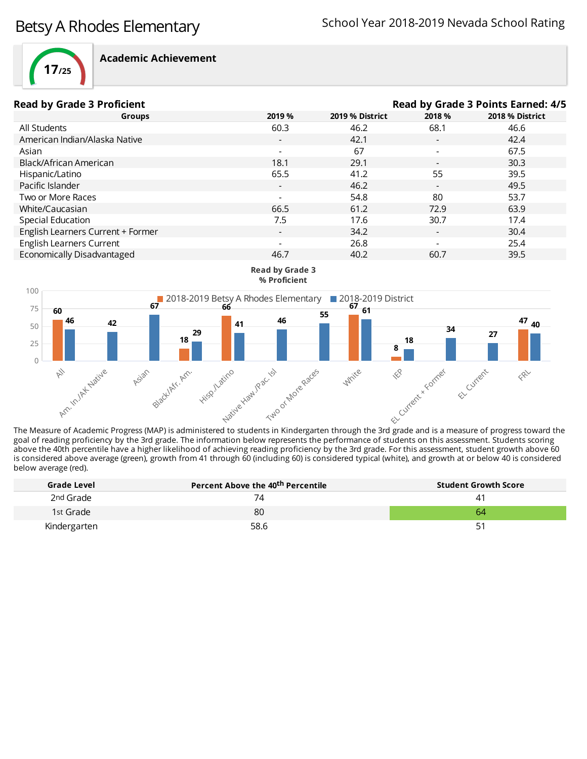# Betsy A Rhodes Elementary

School Year 2018-2019 Nevada School Rating

**17/25**

## Academic Achievement

**Read by Grade 3 Proficient** | **Read by Grade 3 Points Earned: 4/5**

| Groups | 2019 % | 2019 % District | 2018 % | 2018 % District |
|---|---|---|---|---|
| All Students | 60.3 | 46.2 | 68.1 | 46.6 |
| American Indian/Alaska Native | - | 42.1 | - | 42.4 |
| Asian | - | 67 | - | 67.5 |
| Black/African American | 18.1 | 29.1 | - | 30.3 |
| Hispanic/Latino | 65.5 | 41.2 | 55 | 39.5 |
| Pacific Islander | - | 46.2 | - | 49.5 |
| Two or More Races | - | 54.8 | 80 | 53.7 |
| White/Caucasian | 66.5 | 61.2 | 72.9 | 63.9 |
| Special Education | 7.5 | 17.6 | 30.7 | 17.4 |
| English Learners Current + Former | - | 34.2 | - | 30.4 |
| English Learners Current | - | 26.8 | - | 25.4 |
| Economically Disadvantaged | 46.7 | 40.2 | 60.7 | 39.5 |

**Read by Grade 3 % Proficient**

| Group | 2018-2019 Betsy A Rhodes Elementary | 2018-2019 District |
|---|---|---|
| All | 60 | 46 |
| Am. In./AK Native | | 42 |
| Asian | | 67 |
| Black/Afr. Am. | 18 | 29 |
| Hisp./Latino | 66 | 41 |
| Native Haw./Pac. Isl | | 46 |
| Two or More Races | | 55 |
| White | 67 | 61 |
| IEP | 8 | 18 |
| EL Current + Former | | 34 |
| EL Current | | 27 |
| FRL | 47 | 40 |

The Measure of Academic Progress (MAP) is administered to students in Kindergarten through the 3rd grade and is a measure of progress toward the goal of reading proficiency by the 3rd grade. The information below represents the performance of students on this assessment. Students scoring above the 40th percentile have a higher likelihood of achieving reading proficiency by the 3rd grade. For this assessment, student growth above 60 is considered above average (green), growth from 41 through 60 (including 60) is considered typical (white), and growth at or below 40 is considered below average (red).

| Grade Level | Percent Above the 40th Percentile | Student Growth Score |
|---|---|---|
| 2nd Grade | 74 | 41 |
| 1st Grade | 80 | 64 |
| Kindergarten | 58.6 | 51 |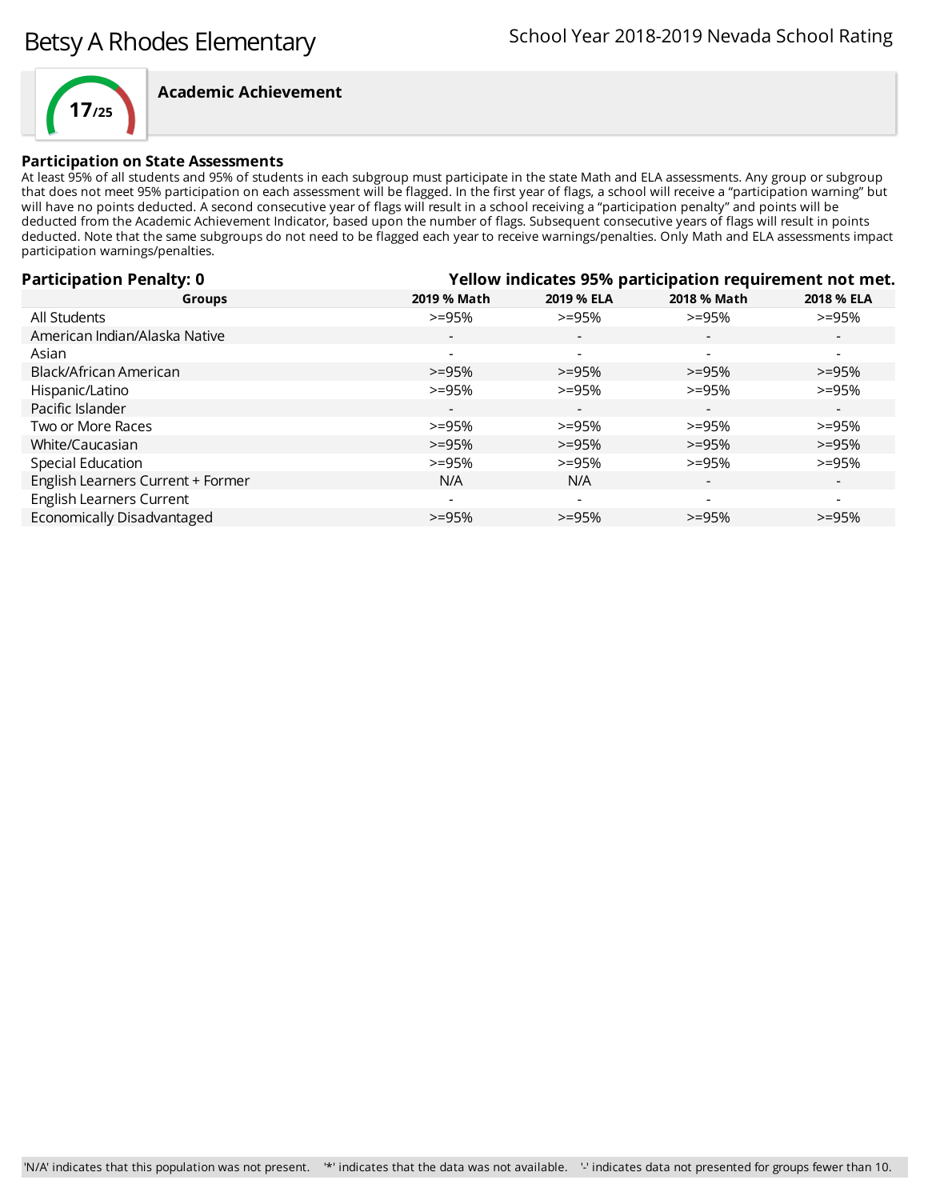# Betsy A Rhodes Elementary

School Year 2018-2019 Nevada School Rating

**17/25**

## Academic Achievement

### Participation on State Assessments

At least 95% of all students and 95% of students in each subgroup must participate in the state Math and ELA assessments. Any group or subgroup that does not meet 95% participation on each assessment will be flagged. In the first year of flags, a school will receive a "participation warning" but will have no points deducted. A second consecutive year of flags will result in a school receiving a "participation penalty" and points will be deducted from the Academic Achievement Indicator, based upon the number of flags. Subsequent consecutive years of flags will result in points deducted. Note that the same subgroups do not need to be flagged each year to receive warnings/penalties. Only Math and ELA assessments impact participation warnings/penalties.

**Participation Penalty: 0**

**Yellow indicates 95% participation requirement not met.**

| Groups | 2019 % Math | 2019 % ELA | 2018 % Math | 2018 % ELA |
|---|---|---|---|---|
| All Students | >=95% | >=95% | >=95% | >=95% |
| American Indian/Alaska Native | - | - | - | - |
| Asian | - | - | - | - |
| Black/African American | >=95% | >=95% | >=95% | >=95% |
| Hispanic/Latino | >=95% | >=95% | >=95% | >=95% |
| Pacific Islander | - | - | - | - |
| Two or More Races | >=95% | >=95% | >=95% | >=95% |
| White/Caucasian | >=95% | >=95% | >=95% | >=95% |
| Special Education | >=95% | >=95% | >=95% | >=95% |
| English Learners Current + Former | N/A | N/A | - | - |
| English Learners Current | - | - | - | - |
| Economically Disadvantaged | >=95% | >=95% | >=95% | >=95% |

'N/A' indicates that this population was not present. '*' indicates that the data was not available. '-' indicates data not presented for groups fewer than 10.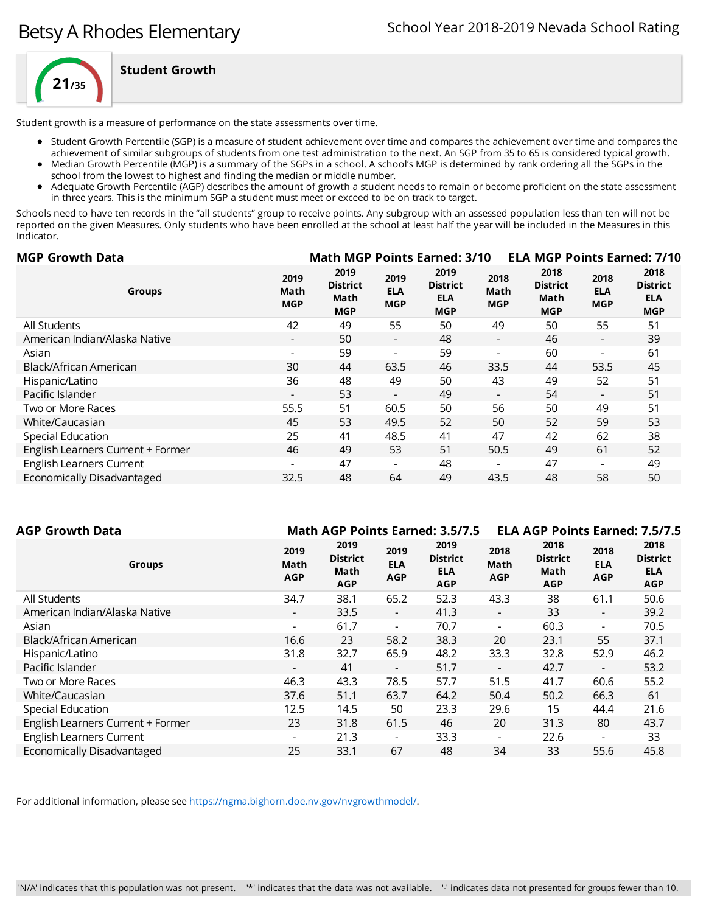# Betsy A Rhodes Elementary

School Year 2018-2019 Nevada School Rating

## 21/35 Student Growth

Student growth is a measure of performance on the state assessments over time.

- Student Growth Percentile (SGP) is a measure of student achievement over time and compares the achievement over time and compares the achievement of similar subgroups of students from one test administration to the next. An SGP from 35 to 65 is considered typical growth.
- Median Growth Percentile (MGP) is a summary of the SGPs in a school. A school's MGP is determined by rank ordering all the SGPs in the school from the lowest to highest and finding the median or middle number.
- Adequate Growth Percentile (AGP) describes the amount of growth a student needs to remain or become proficient on the state assessment in three years. This is the minimum SGP a student must meet or exceed to be on track to target.

Schools need to have ten records in the "all students" group to receive points. Any subgroup with an assessed population less than ten will not be reported on the given Measures. Only students who have been enrolled at the school at least half the year will be included in the Measures in this Indicator.

### MGP Growth Data

**Math MGP Points Earned: 3/10** **ELA MGP Points Earned: 7/10**

| Groups | 2019 Math MGP | 2019 District Math MGP | 2019 ELA MGP | 2019 District ELA MGP | 2018 Math MGP | 2018 District Math MGP | 2018 ELA MGP | 2018 District ELA MGP |
|---|---|---|---|---|---|---|---|---|
| All Students | 42 | 49 | 55 | 50 | 49 | 50 | 55 | 51 |
| American Indian/Alaska Native | - | 50 | - | 48 | - | 46 | - | 39 |
| Asian | - | 59 | - | 59 | - | 60 | - | 61 |
| Black/African American | 30 | 44 | 63.5 | 46 | 33.5 | 44 | 53.5 | 45 |
| Hispanic/Latino | 36 | 48 | 49 | 50 | 43 | 49 | 52 | 51 |
| Pacific Islander | - | 53 | - | 49 | - | 54 | - | 51 |
| Two or More Races | 55.5 | 51 | 60.5 | 50 | 56 | 50 | 49 | 51 |
| White/Caucasian | 45 | 53 | 49.5 | 52 | 50 | 52 | 59 | 53 |
| Special Education | 25 | 41 | 48.5 | 41 | 47 | 42 | 62 | 38 |
| English Learners Current + Former | 46 | 49 | 53 | 51 | 50.5 | 49 | 61 | 52 |
| English Learners Current | - | 47 | - | 48 | - | 47 | - | 49 |
| Economically Disadvantaged | 32.5 | 48 | 64 | 49 | 43.5 | 48 | 58 | 50 |

### AGP Growth Data

**Math AGP Points Earned: 3.5/7.5** **ELA AGP Points Earned: 7.5/7.5**

| Groups | 2019 Math AGP | 2019 District Math AGP | 2019 ELA AGP | 2019 District ELA AGP | 2018 Math AGP | 2018 District Math AGP | 2018 ELA AGP | 2018 District ELA AGP |
|---|---|---|---|---|---|---|---|---|
| All Students | 34.7 | 38.1 | 65.2 | 52.3 | 43.3 | 38 | 61.1 | 50.6 |
| American Indian/Alaska Native | - | 33.5 | - | 41.3 | - | 33 | - | 39.2 |
| Asian | - | 61.7 | - | 70.7 | - | 60.3 | - | 70.5 |
| Black/African American | 16.6 | 23 | 58.2 | 38.3 | 20 | 23.1 | 55 | 37.1 |
| Hispanic/Latino | 31.8 | 32.7 | 65.9 | 48.2 | 33.3 | 32.8 | 52.9 | 46.2 |
| Pacific Islander | - | 41 | - | 51.7 | - | 42.7 | - | 53.2 |
| Two or More Races | 46.3 | 43.3 | 78.5 | 57.7 | 51.5 | 41.7 | 60.6 | 55.2 |
| White/Caucasian | 37.6 | 51.1 | 63.7 | 64.2 | 50.4 | 50.2 | 66.3 | 61 |
| Special Education | 12.5 | 14.5 | 50 | 23.3 | 29.6 | 15 | 44.4 | 21.6 |
| English Learners Current + Former | 23 | 31.8 | 61.5 | 46 | 20 | 31.3 | 80 | 43.7 |
| English Learners Current | - | 21.3 | - | 33.3 | - | 22.6 | - | 33 |
| Economically Disadvantaged | 25 | 33.1 | 67 | 48 | 34 | 33 | 55.6 | 45.8 |

For additional information, please see https://ngma.bighorn.doe.nv.gov/nvgrowthmodel/.

'N/A' indicates that this population was not present. '*' indicates that the data was not available. '-' indicates data not presented for groups fewer than 10.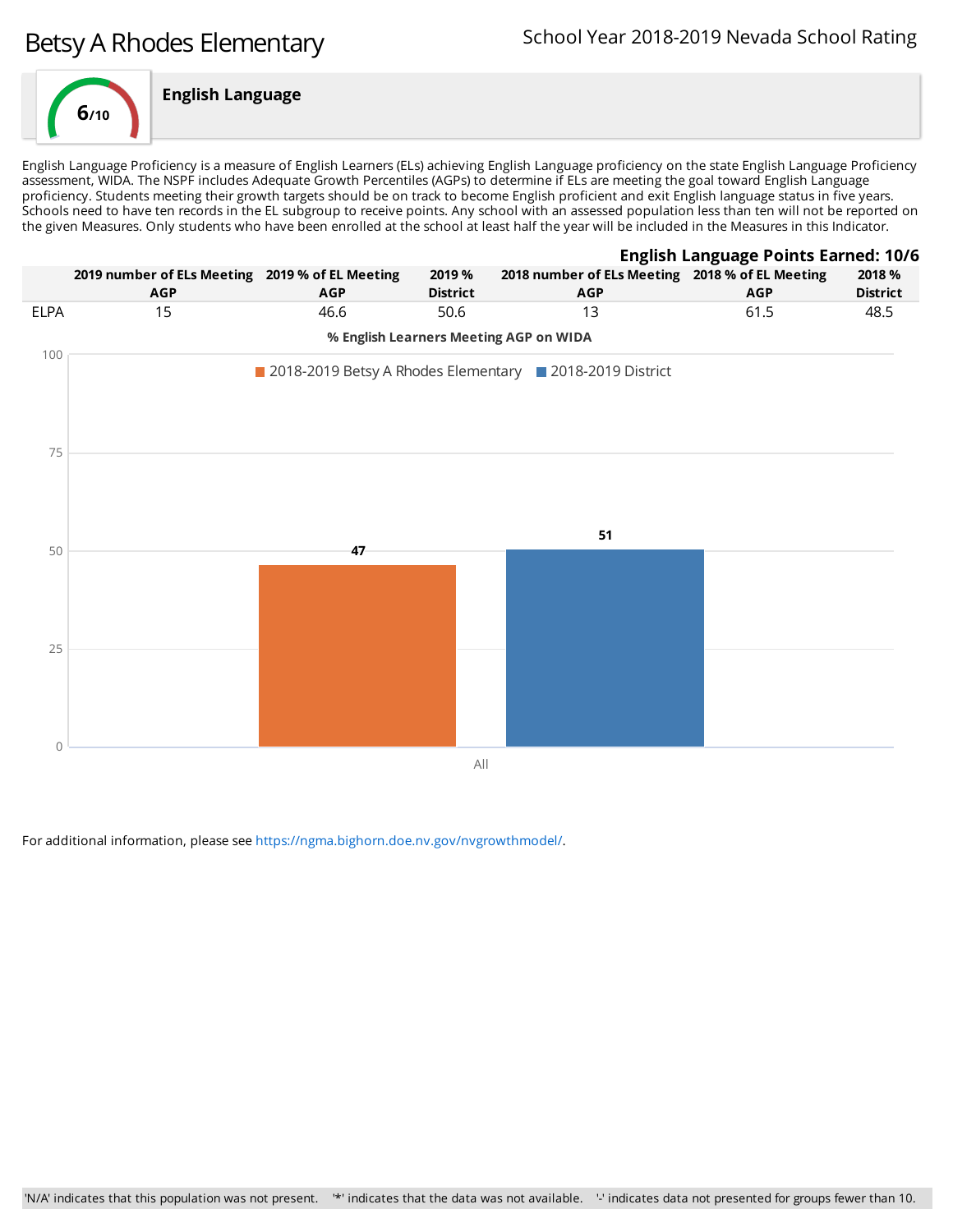# Betsy A Rhodes Elementary

School Year 2018-2019 Nevada School Rating

**6/10**

## English Language

English Language Proficiency is a measure of English Learners (ELs) achieving English Language proficiency on the state English Language Proficiency assessment, WIDA. The NSPF includes Adequate Growth Percentiles (AGPs) to determine if ELs are meeting the goal toward English Language proficiency. Students meeting their growth targets should be on track to become English proficient and exit English language status in five years. Schools need to have ten records in the EL subgroup to receive points. Any school with an assessed population less than ten will not be reported on the given Measures. Only students who have been enrolled at the school at least half the year will be included in the Measures in this Indicator.

**English Language Points Earned: 10/6**

| | 2019 number of ELs Meeting AGP | 2019 % of EL Meeting AGP | 2019 % District | 2018 number of ELs Meeting AGP | 2018 % of EL Meeting AGP | 2018 % District |
|---|---|---|---|---|---|---|
| ELPA | 15 | 46.6 | 50.6 | 13 | 61.5 | 48.5 |

**% English Learners Meeting AGP on WIDA**

| | 2018-2019 Betsy A Rhodes Elementary | 2018-2019 District |
|---|---|---|
| All | 47 | 51 |

For additional information, please see https://ngma.bighorn.doe.nv.gov/nvgrowthmodel/.

'N/A' indicates that this population was not present. '*' indicates that the data was not available. '-' indicates data not presented for groups fewer than 10.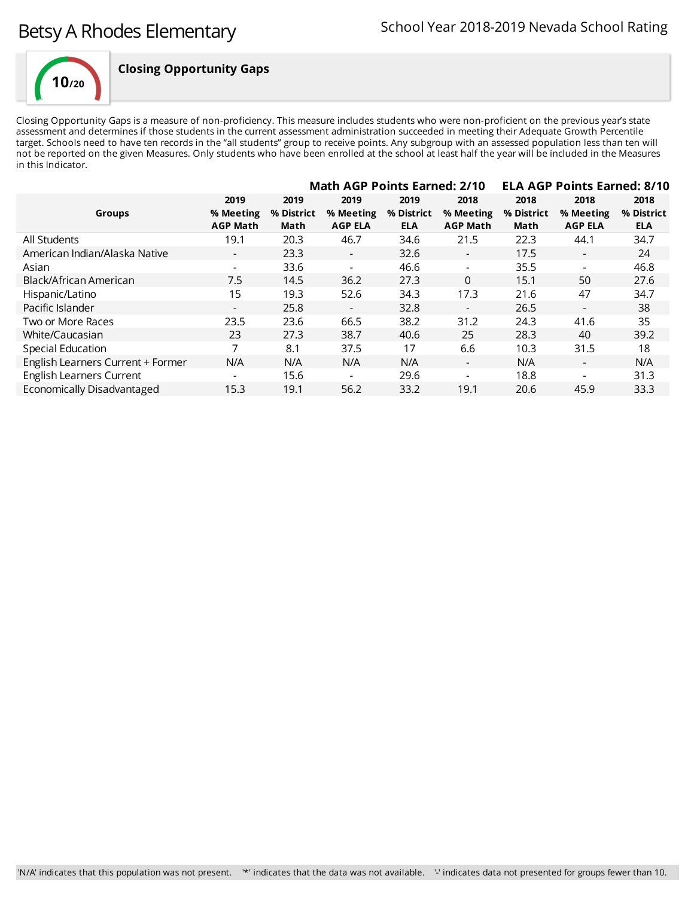# Betsy A Rhodes Elementary

School Year 2018-2019 Nevada School Rating

10/20

## Closing Opportunity Gaps

Closing Opportunity Gaps is a measure of non-proficiency. This measure includes students who were non-proficient on the previous year's state assessment and determines if those students in the current assessment administration succeeded in meeting their Adequate Growth Percentile target. Schools need to have ten records in the "all students" group to receive points. Any subgroup with an assessed population less than ten will not be reported on the given Measures. Only students who have been enrolled at the school at least half the year will be included in the Measures in this Indicator.

| | Math AGP Points Earned: 2/10 | | | | ELA AGP Points Earned: 8/10 | | | |
|---|---|---|---|---|---|---|---|---|
| Groups | 2019 % Meeting AGP Math | 2019 % District Math | 2019 % Meeting AGP ELA | 2019 % District ELA | 2018 % Meeting AGP Math | 2018 % District Math | 2018 % Meeting AGP ELA | 2018 % District ELA |
| All Students | 19.1 | 20.3 | 46.7 | 34.6 | 21.5 | 22.3 | 44.1 | 34.7 |
| American Indian/Alaska Native | - | 23.3 | - | 32.6 | - | 17.5 | - | 24 |
| Asian | - | 33.6 | - | 46.6 | - | 35.5 | - | 46.8 |
| Black/African American | 7.5 | 14.5 | 36.2 | 27.3 | 0 | 15.1 | 50 | 27.6 |
| Hispanic/Latino | 15 | 19.3 | 52.6 | 34.3 | 17.3 | 21.6 | 47 | 34.7 |
| Pacific Islander | - | 25.8 | - | 32.8 | - | 26.5 | - | 38 |
| Two or More Races | 23.5 | 23.6 | 66.5 | 38.2 | 31.2 | 24.3 | 41.6 | 35 |
| White/Caucasian | 23 | 27.3 | 38.7 | 40.6 | 25 | 28.3 | 40 | 39.2 |
| Special Education | 7 | 8.1 | 37.5 | 17 | 6.6 | 10.3 | 31.5 | 18 |
| English Learners Current + Former | N/A | N/A | N/A | N/A | - | N/A | - | N/A |
| English Learners Current | - | 15.6 | - | 29.6 | - | 18.8 | - | 31.3 |
| Economically Disadvantaged | 15.3 | 19.1 | 56.2 | 33.2 | 19.1 | 20.6 | 45.9 | 33.3 |

'N/A' indicates that this population was not present. '*' indicates that the data was not available. '-' indicates data not presented for groups fewer than 10.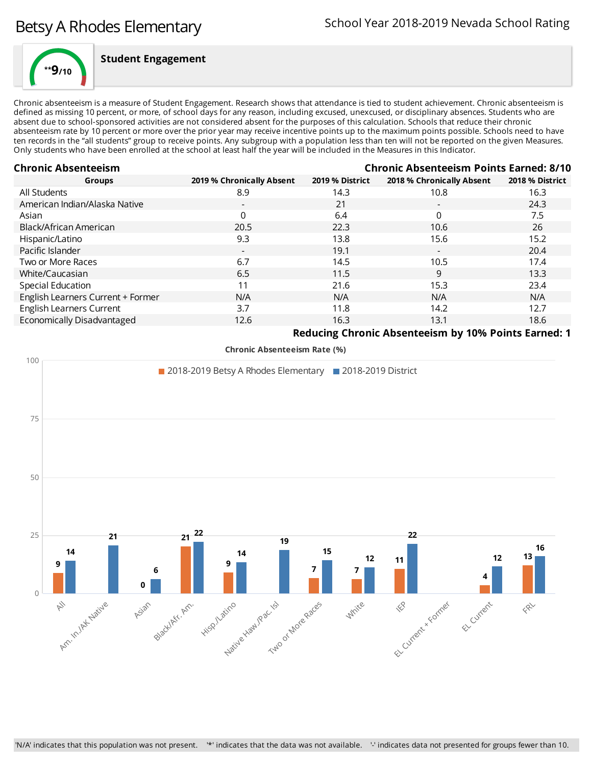# Betsy A Rhodes Elementary

School Year 2018-2019 Nevada School Rating

**9/10

## Student Engagement

Chronic absenteeism is a measure of Student Engagement. Research shows that attendance is tied to student achievement. Chronic absenteeism is defined as missing 10 percent, or more, of school days for any reason, including excused, unexcused, or disciplinary absences. Students who are absent due to school-sponsored activities are not considered absent for the purposes of this calculation. Schools that reduce their chronic absenteeism rate by 10 percent or more over the prior year may receive incentive points up to the maximum points possible. Schools need to have ten records in the "all students" group to receive points. Any subgroup with a population less than ten will not be reported on the given Measures. Only students who have been enrolled at the school at least half the year will be included in the Measures in this Indicator.

### Chronic Absenteeism

**Chronic Absenteeism Points Earned: 8/10**

| Groups | 2019 % Chronically Absent | 2019 % District | 2018 % Chronically Absent | 2018 % District |
|---|---|---|---|---|
| All Students | 8.9 | 14.3 | 10.8 | 16.3 |
| American Indian/Alaska Native | - | 21 | - | 24.3 |
| Asian | 0 | 6.4 | 0 | 7.5 |
| Black/African American | 20.5 | 22.3 | 10.6 | 26 |
| Hispanic/Latino | 9.3 | 13.8 | 15.6 | 15.2 |
| Pacific Islander | - | 19.1 | - | 20.4 |
| Two or More Races | 6.7 | 14.5 | 10.5 | 17.4 |
| White/Caucasian | 6.5 | 11.5 | 9 | 13.3 |
| Special Education | 11 | 21.6 | 15.3 | 23.4 |
| English Learners Current + Former | N/A | N/A | N/A | N/A |
| English Learners Current | 3.7 | 11.8 | 14.2 | 12.7 |
| Economically Disadvantaged | 12.6 | 16.3 | 13.1 | 18.6 |

**Reducing Chronic Absenteeism by 10% Points Earned: 1**

Chronic Absenteeism Rate (%)

2018-2019 Betsy A Rhodes Elementary
2018-2019 District

100
75
50
25
0

All: 9, 14
Am. In./AK Native: 21
Asian: 0, 6
Black/Afr. Am.: 21, 22
Hisp./Latino: 9, 14
Native Haw./Pac. Isl: 19
Two or More Races: 7, 15
White: 7, 12
IEP: 11, 22
EL Current + Former
EL Current: 4, 12
FRL: 13, 16

'N/A' indicates that this population was not present. '*' indicates that the data was not available. '-' indicates data not presented for groups fewer than 10.